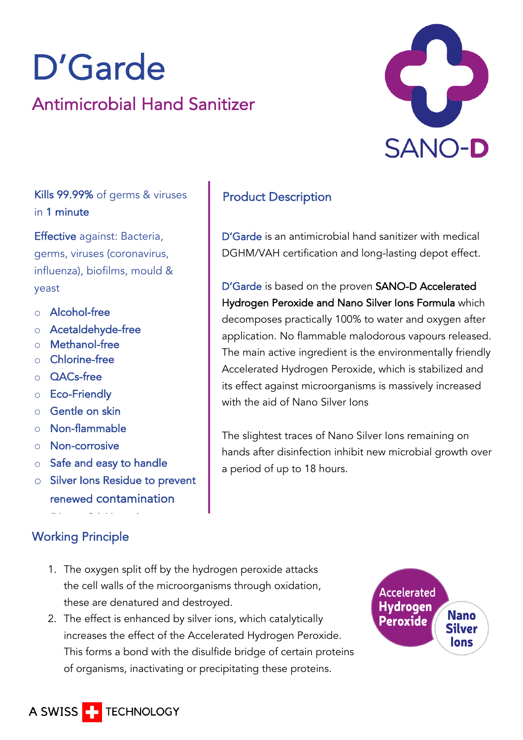# D'Garde

## Antimicrobial Hand Sanitizer

SANO-D

**Kills 99.99%** of germs & viruses in **1 minute**

**Effective** against: Bacteria, germs, viruses (coronavirus, influenza), biofilms, mould & yeast

- Alcohol-free
- Acetaldehyde-free
- Methanol-free
- Chlorine-free
- QACs-free
- Eco-Friendly
- Gentle on skin
- Non-flammable
- Non-corrosive
- Safe and easy to handle
- Silver Ions Residue to prevent renewed contamination

## Product Description

D'Garde is an antimicrobial hand sanitizer with medical DGHM/VAH certification and long-lasting depot effect.

D'Garde is based on the proven **SANO-D Accelerated Hydrogen Peroxide and Nano Silver Ions Formula** which decomposes practically 100% to water and oxygen after application. No flammable malodorous vapours released. The main active ingredient is the environmentally friendly Accelerated Hydrogen Peroxide, which is stabilized and its effect against microorganisms is massively increased with the aid of Nano Silver Ions

The slightest traces of Nano Silver Ions remaining on hands after disinfection inhibit new microbial growth over a period of up to 18 hours.

## Working Principle

1. The oxygen split off by the hydrogen peroxide attacks the cell walls of the microorganisms through oxidation, these are denatured and destroyed.
2. The effect is enhanced by silver ions, which catalytically increases the effect of the Accelerated Hydrogen Peroxide. This forms a bond with the disulfide bridge of certain proteins of organisms, inactivating or precipitating these proteins.

Accelerated Hydrogen Peroxide | Nano Silver Ions

A SWISS TECHNOLOGY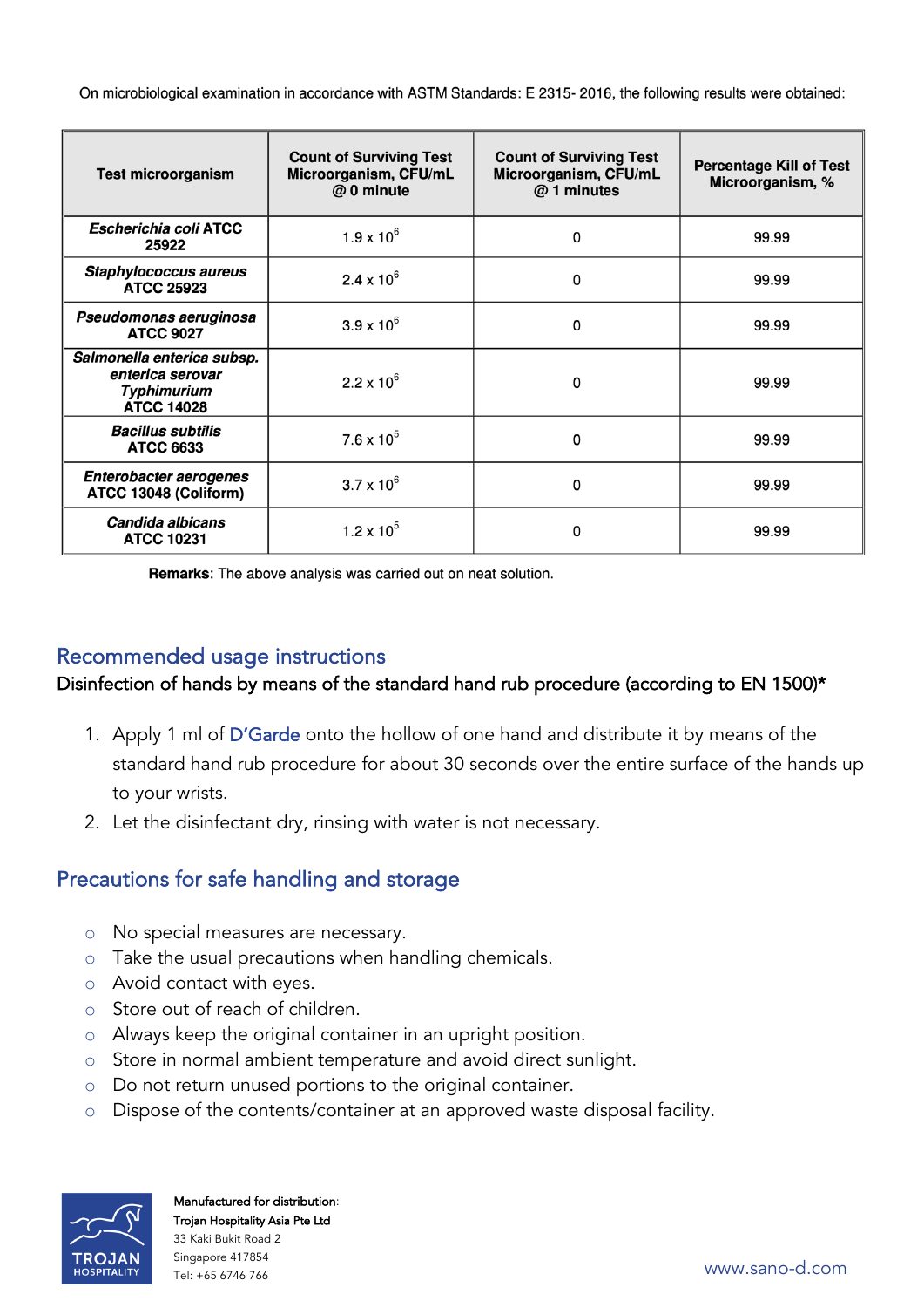On microbiological examination in accordance with ASTM Standards: E 2315- 2016, the following results were obtained:

| Test microorganism | Count of Surviving Test Microorganism, CFU/mL @ 0 minute | Count of Surviving Test Microorganism, CFU/mL @ 1 minutes | Percentage Kill of Test Microorganism, % |
|---|---|---|---|
| ***Escherichia coli* ATCC 25922** | $1.9 \times 10^6$ | 0 | 99.99 |
| ***Staphylococcus aureus* ATCC 25923** | $2.4 \times 10^6$ | 0 | 99.99 |
| ***Pseudomonas aeruginosa* ATCC 9027** | $3.9 \times 10^6$ | 0 | 99.99 |
| ***Salmonella enterica subsp. enterica serovar Typhimurium* ATCC 14028** | $2.2 \times 10^6$ | 0 | 99.99 |
| ***Bacillus subtilis* ATCC 6633** | $7.6 \times 10^5$ | 0 | 99.99 |
| ***Enterobacter aerogenes* ATCC 13048 (Coliform)** | $3.7 \times 10^6$ | 0 | 99.99 |
| ***Candida albicans* ATCC 10231** | $1.2 \times 10^5$ | 0 | 99.99 |

**Remarks**: The above analysis was carried out on neat solution.

## Recommended usage instructions

Disinfection of hands by means of the standard hand rub procedure (according to EN 1500)*

1. Apply 1 ml of D'Garde onto the hollow of one hand and distribute it by means of the standard hand rub procedure for about 30 seconds over the entire surface of the hands up to your wrists.
2. Let the disinfectant dry, rinsing with water is not necessary.

## Precautions for safe handling and storage

- No special measures are necessary.
- Take the usual precautions when handling chemicals.
- Avoid contact with eyes.
- Store out of reach of children.
- Always keep the original container in an upright position.
- Store in normal ambient temperature and avoid direct sunlight.
- Do not return unused portions to the original container.
- Dispose of the contents/container at an approved waste disposal facility.

TROJAN HOSPITALITY

Manufactured for distribution:
Trojan Hospitality Asia Pte Ltd
33 Kaki Bukit Road 2
Singapore 417854
Tel: +65 6746 766

www.sano-d.com